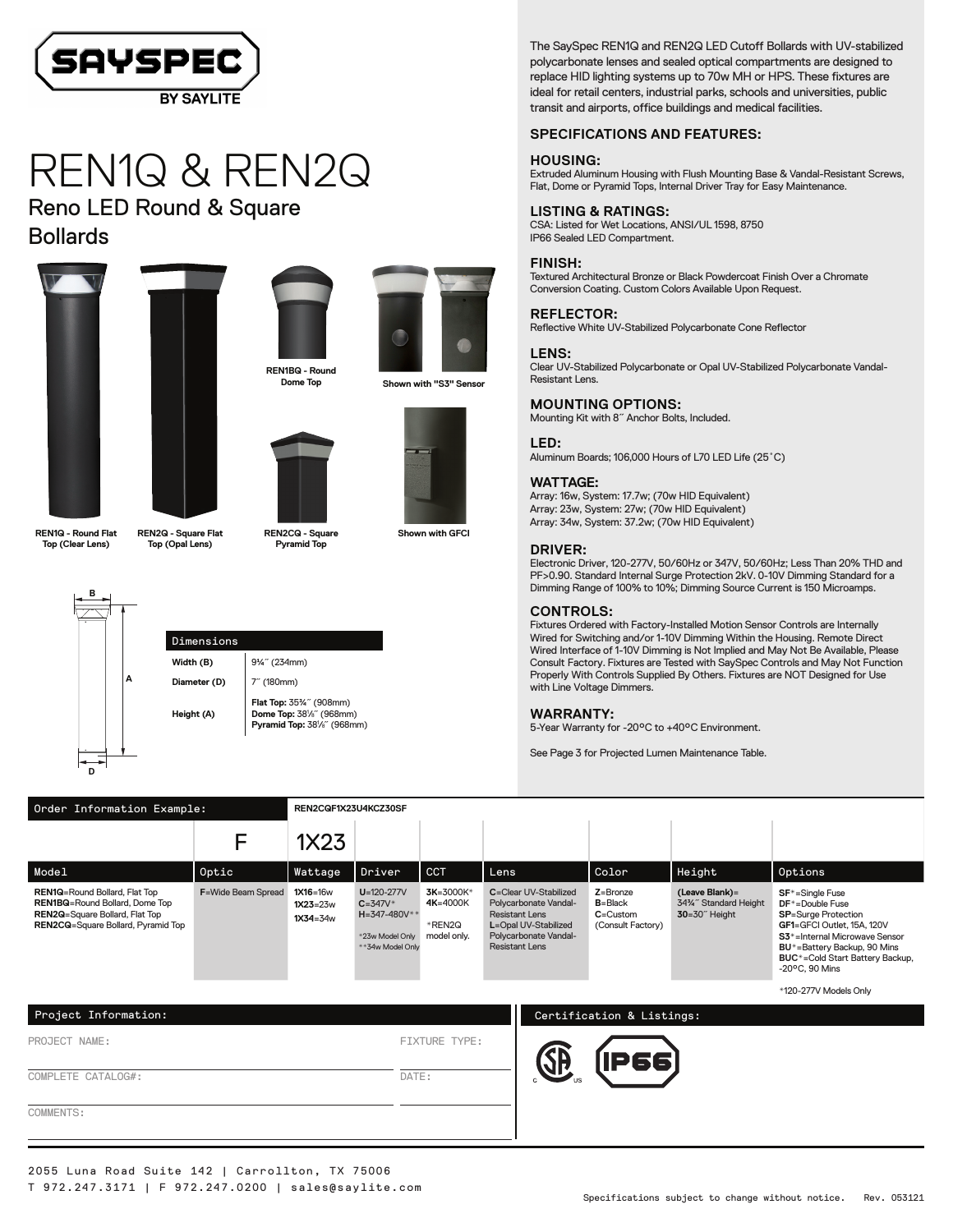SAYSPEC BY SAYLITE

# REN1Q & REN2Q

## Reno LED Round & Square Bollards

REN1Q - Round Flat Top (Clear Lens)

REN2Q - Square Flat Top (Opal Lens)

REN1BQ - Round Dome Top

REN2CQ - Square Pyramid Top

Shown with "S3" Sensor

Shown with GFCI

| Dimensions | |
|---|---|
| Width (B) | 9¼″ (234mm) |
| Diameter (D) | 7″ (180mm) |
| Height (A) | **Flat Top:** 35¾″ (908mm)<br>**Dome Top:** 38⅛″ (968mm)<br>**Pyramid Top:** 38⅛″ (968mm) |

The SaySpec REN1Q and REN2Q LED Cutoff Bollards with UV-stabilized polycarbonate lenses and sealed optical compartments are designed to replace HID lighting systems up to 70w MH or HPS. These fixtures are ideal for retail centers, industrial parks, schools and universities, public transit and airports, office buildings and medical facilities.

### SPECIFICATIONS AND FEATURES:

**HOUSING:**
Extruded Aluminum Housing with Flush Mounting Base & Vandal-Resistant Screws, Flat, Dome or Pyramid Tops, Internal Driver Tray for Easy Maintenance.

**LISTING & RATINGS:**
CSA: Listed for Wet Locations, ANSI/UL 1598, 8750
IP66 Sealed LED Compartment.

**FINISH:**
Textured Architectural Bronze or Black Powdercoat Finish Over a Chromate Conversion Coating. Custom Colors Available Upon Request.

**REFLECTOR:**
Reflective White UV-Stabilized Polycarbonate Cone Reflector

**LENS:**
Clear UV-Stabilized Polycarbonate or Opal UV-Stabilized Polycarbonate Vandal-Resistant Lens.

**MOUNTING OPTIONS:**
Mounting Kit with 8″ Anchor Bolts, Included.

**LED:**
Aluminum Boards; 106,000 Hours of L70 LED Life (25˚C)

**WATTAGE:**
Array: 16w, System: 17.7w; (70w HID Equivalent)
Array: 23w, System: 27w; (70w HID Equivalent)
Array: 34w, System: 37.2w; (70w HID Equivalent)

**DRIVER:**
Electronic Driver, 120-277V, 50/60Hz or 347V, 50/60Hz; Less Than 20% THD and PF>0.90. Standard Internal Surge Protection 2kV. 0-10V Dimming Standard for a Dimming Range of 100% to 10%; Dimming Source Current is 150 Microamps.

**CONTROLS:**
Fixtures Ordered with Factory-Installed Motion Sensor Controls are Internally Wired for Switching and/or 1-10V Dimming Within the Housing. Remote Direct Wired Interface of 1-10V Dimming is Not Implied and May Not Be Available, Please Consult Factory. Fixtures are Tested with SaySpec Controls and May Not Function Properly With Controls Supplied By Others. Fixtures are NOT Designed for Use with Line Voltage Dimmers.

**WARRANTY:**
5-Year Warranty for -20ºC to +40ºC Environment.

See Page 3 for Projected Lumen Maintenance Table.

**Order Information Example:** REN2CQF1X23U4KCZ30SF

| Model | Optic | Wattage | Driver | CCT | Lens | Color | Height | Options |
|---|---|---|---|---|---|---|---|---|
| | F | 1X23 | | | | | | |
| **REN1Q**=Round Bollard, Flat Top<br>**REN1BQ**=Round Bollard, Dome Top<br>**REN2Q**=Square Bollard, Flat Top<br>**REN2CQ**=Square Bollard, Pyramid Top | **F**=Wide Beam Spread | **1X16**=16w<br>**1X23**=23w<br>**1X34**=34w | **U**=120-277V<br>**C**=347V*<br>**H**=347-480V**<br><br>*23w Model Only<br>**34w Model Only | **3K**=3000K*<br>**4K**=4000K<br><br>*REN2Q model only. | **C**=Clear UV-Stabilized Polycarbonate Vandal-Resistant Lens<br>**L**=Opal UV-Stabilized Polycarbonate Vandal-Resistant Lens | **Z**=Bronze<br>**B**=Black<br>**C**=Custom (Consult Factory) | **(Leave Blank)**= 34¾″ Standard Height<br>**30**=30″ Height | **SF***=Single Fuse<br>**DF***=Double Fuse<br>**SP**=Surge Protection<br>**GF1**=GFCI Outlet, 15A, 120V<br>**S3***=Internal Microwave Sensor<br>**BU***=Battery Backup, 90 Mins<br>**BUC***=Cold Start Battery Backup, -20ºC, 90 Mins<br><br>*120-277V Models Only |

**Project Information:**

PROJECT NAME:

FIXTURE TYPE:

COMPLETE CATALOG#:

DATE:

COMMENTS:

**Certification & Listings:**

CSA C US, IP66

2055 Luna Road Suite 142 | Carrollton, TX 75006
T 972.247.3171 | F 972.247.0200 | sales@saylite.com

Specifications subject to change without notice. Rev. 053121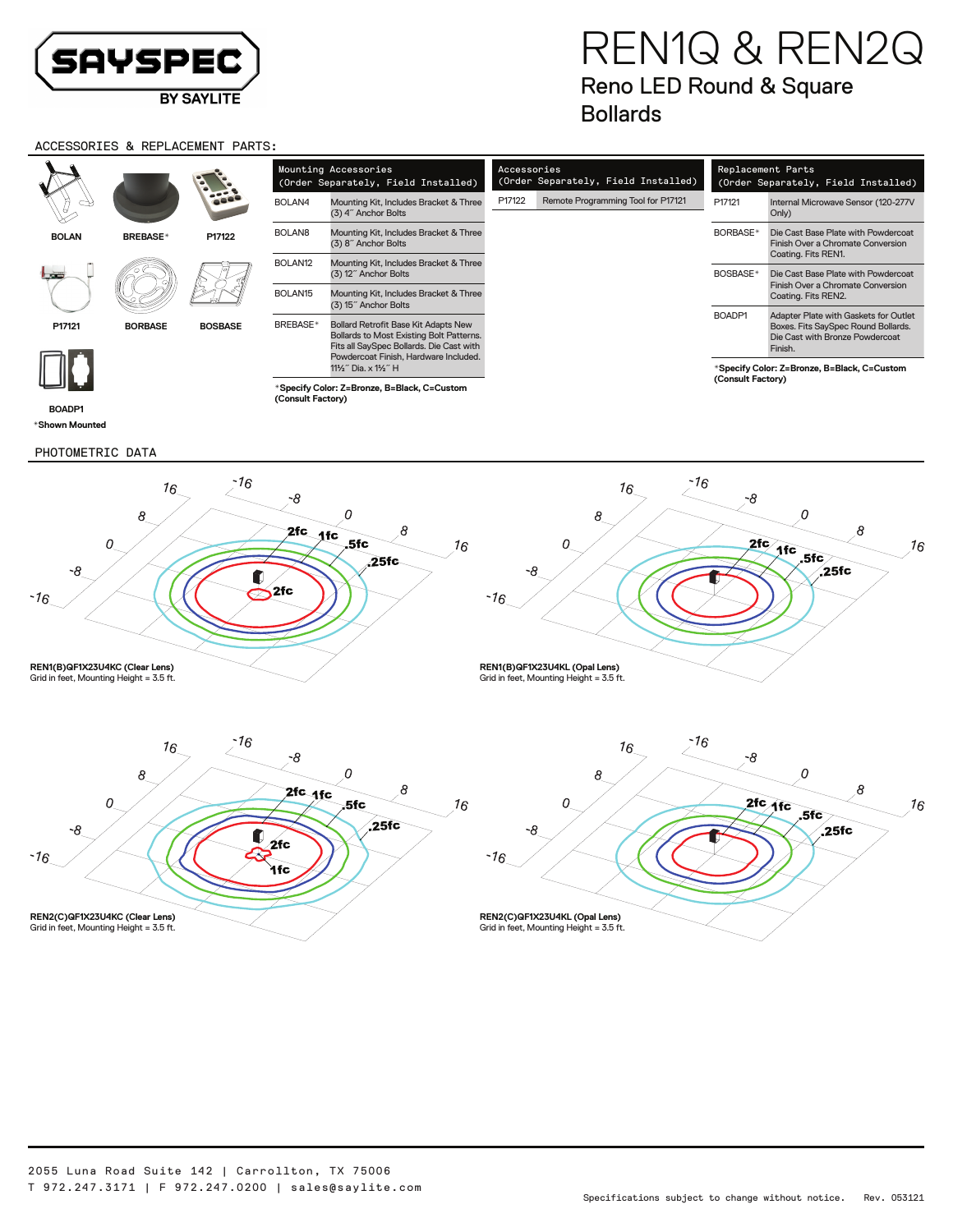# REN1Q & REN2Q

## Reno LED Round & Square Bollards

## ACCESSORIES & REPLACEMENT PARTS:

BOLAN | BREBASE* | P17122

P17121 | BORBASE | BOSBASE

BOADP1

*Shown Mounted

| Mounting Accessories (Order Separately, Field Installed) | |
|---|---|
| BOLAN4 | Mounting Kit, Includes Bracket & Three (3) 4˝ Anchor Bolts |
| BOLAN8 | Mounting Kit, Includes Bracket & Three (3) 8˝ Anchor Bolts |
| BOLAN12 | Mounting Kit, Includes Bracket & Three (3) 12˝ Anchor Bolts |
| BOLAN15 | Mounting Kit, Includes Bracket & Three (3) 15˝ Anchor Bolts |
| BREBASE* | Bollard Retrofit Base Kit Adapts New Bollards to Most Existing Bolt Patterns. Fits all SaySpec Bollards. Die Cast with Powdercoat Finish, Hardware Included. 11½˝ Dia. x 1½˝ H |

*Specify Color: Z=Bronze, B=Black, C=Custom (Consult Factory)

| Accessories (Order Separately, Field Installed) | |
|---|---|
| P17122 | Remote Programming Tool for P17121 |

| Replacement Parts (Order Separately, Field Installed) | |
|---|---|
| P17121 | Internal Microwave Sensor (120-277V Only) |
| BORBASE* | Die Cast Base Plate with Powdercoat Finish Over a Chromate Conversion Coating. Fits REN1. |
| BOSBASE* | Die Cast Base Plate with Powdercoat Finish Over a Chromate Conversion Coating. Fits REN2. |
| BOADP1 | Adapter Plate with Gaskets for Outlet Boxes. Fits SaySpec Round Bollards. Die Cast with Bronze Powdercoat Finish. |

*Specify Color: Z=Bronze, B=Black, C=Custom (Consult Factory)

## PHOTOMETRIC DATA

**REN1(B)QF1X23U4KC (Clear Lens)**
Grid in feet, Mounting Height = 3.5 ft.

**REN1(B)QF1X23U4KL (Opal Lens)**
Grid in feet, Mounting Height = 3.5 ft.

**REN2(C)QF1X23U4KC (Clear Lens)**
Grid in feet, Mounting Height = 3.5 ft.

**REN2(C)QF1X23U4KL (Opal Lens)**
Grid in feet, Mounting Height = 3.5 ft.

2055 Luna Road Suite 142 | Carrollton, TX 75006
T 972.247.3171 | F 972.247.0200 | sales@saylite.com

Specifications subject to change without notice. Rev. 053121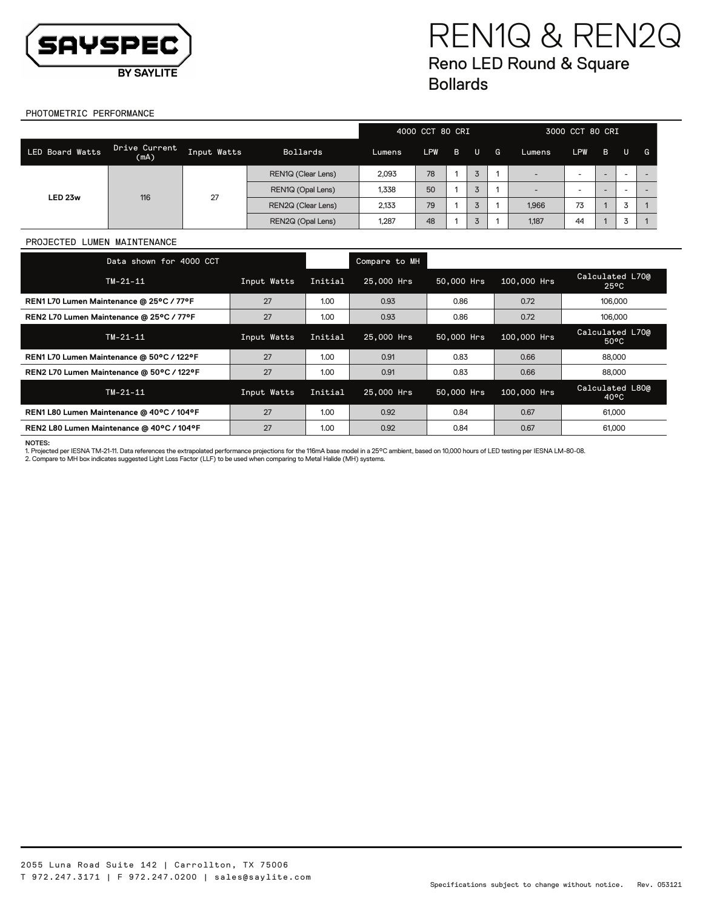# REN1Q & REN2Q

## Reno LED Round & Square Bollards

PHOTOMETRIC PERFORMANCE

| | | | | 4000 CCT 80 CRI | | | | | 3000 CCT 80 CRI | | | | |
|---|---|---|---|---|---|---|---|---|---|---|---|---|---|
| LED Board Watts | Drive Current (mA) | Input Watts | Bollards | Lumens | LPW | B | U | G | Lumens | LPW | B | U | G |
| **LED 23w** | 116 | 27 | REN1Q (Clear Lens) | 2,093 | 78 | 1 | 3 | 1 | - | - | - | - | - |
| | | | REN1Q (Opal Lens) | 1,338 | 50 | 1 | 3 | 1 | - | - | - | - | - |
| | | | REN2Q (Clear Lens) | 2,133 | 79 | 1 | 3 | 1 | 1,966 | 73 | 1 | 3 | 1 |
| | | | REN2Q (Opal Lens) | 1,287 | 48 | 1 | 3 | 1 | 1,187 | 44 | 1 | 3 | 1 |

PROJECTED LUMEN MAINTENANCE

| Data shown for 4000 CCT | | | Compare to MH | | | |
|---|---|---|---|---|---|---|
| TM-21-11 | Input Watts | Initial | 25,000 Hrs | 50,000 Hrs | 100,000 Hrs | Calculated L70@ 25°C |
| **REN1 L70 Lumen Maintenance @ 25°C / 77°F** | 27 | 1.00 | 0.93 | 0.86 | 0.72 | 106,000 |
| **REN2 L70 Lumen Maintenance @ 25°C / 77°F** | 27 | 1.00 | 0.93 | 0.86 | 0.72 | 106,000 |
| TM-21-11 | Input Watts | Initial | 25,000 Hrs | 50,000 Hrs | 100,000 Hrs | Calculated L70@ 50°C |
| **REN1 L70 Lumen Maintenance @ 50°C / 122°F** | 27 | 1.00 | 0.91 | 0.83 | 0.66 | 88,000 |
| **REN2 L70 Lumen Maintenance @ 50°C / 122°F** | 27 | 1.00 | 0.91 | 0.83 | 0.66 | 88,000 |
| TM-21-11 | Input Watts | Initial | 25,000 Hrs | 50,000 Hrs | 100,000 Hrs | Calculated L80@ 40°C |
| **REN1 L80 Lumen Maintenance @ 40°C / 104°F** | 27 | 1.00 | 0.92 | 0.84 | 0.67 | 61,000 |
| **REN2 L80 Lumen Maintenance @ 40°C / 104°F** | 27 | 1.00 | 0.92 | 0.84 | 0.67 | 61,000 |

**NOTES:**

1. Projected per IESNA TM-21-11. Data references the extrapolated performance projections for the 116mA base model in a 25°C ambient, based on 10,000 hours of LED testing per IESNA LM-80-08.
2. Compare to MH box indicates suggested Light Loss Factor (LLF) to be used when comparing to Metal Halide (MH) systems.

2055 Luna Road Suite 142 | Carrollton, TX 75006
T 972.247.3171 | F 972.247.0200 | sales@saylite.com

Specifications subject to change without notice. Rev. 053121